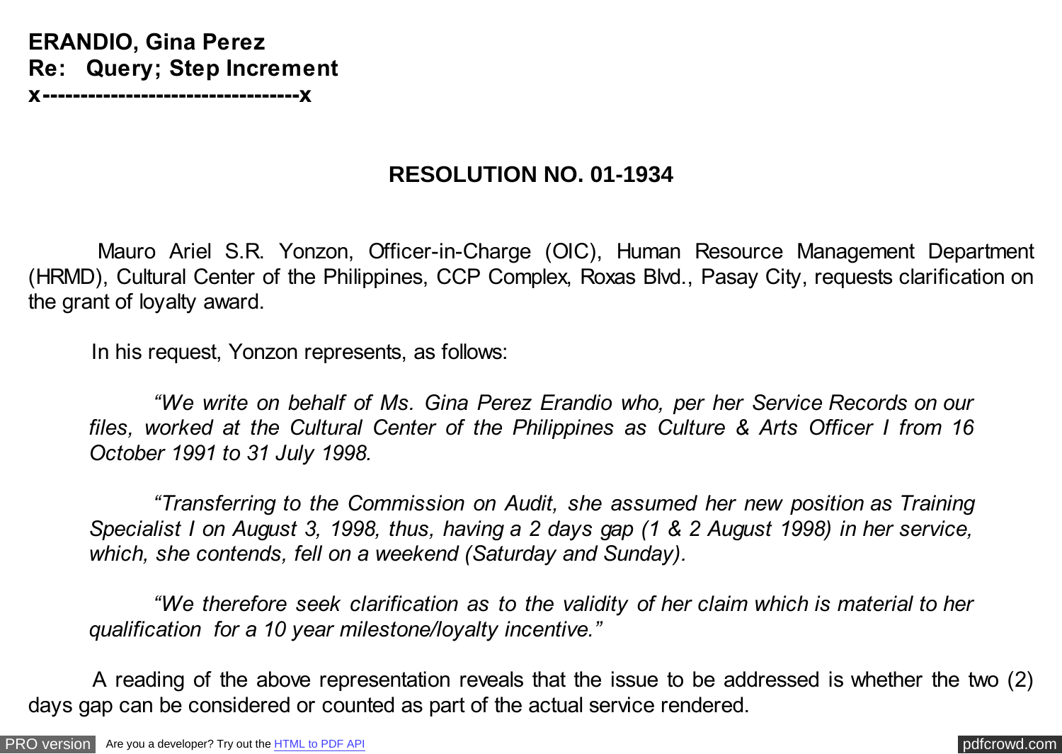**ERANDIO, Gina Perez**
**Re: Query; Step Increment**
**x----------------------------------x**

## RESOLUTION NO. 01-1934

Mauro Ariel S.R. Yonzon, Officer-in-Charge (OIC), Human Resource Management Department (HRMD), Cultural Center of the Philippines, CCP Complex, Roxas Blvd., Pasay City, requests clarification on the grant of loyalty award.

In his request, Yonzon represents, as follows:

> *"We write on behalf of Ms. Gina Perez Erandio who, per her Service Records on our files, worked at the Cultural Center of the Philippines as Culture & Arts Officer I from 16 October 1991 to 31 July 1998.*
>
> *"Transferring to the Commission on Audit, she assumed her new position as Training Specialist I on August 3, 1998, thus, having a 2 days gap (1 & 2 August 1998) in her service, which, she contends, fell on a weekend (Saturday and Sunday).*
>
> *"We therefore seek clarification as to the validity of her claim which is material to her qualification for a 10 year milestone/loyalty incentive."*

A reading of the above representation reveals that the issue to be addressed is whether the two (2) days gap can be considered or counted as part of the actual service rendered.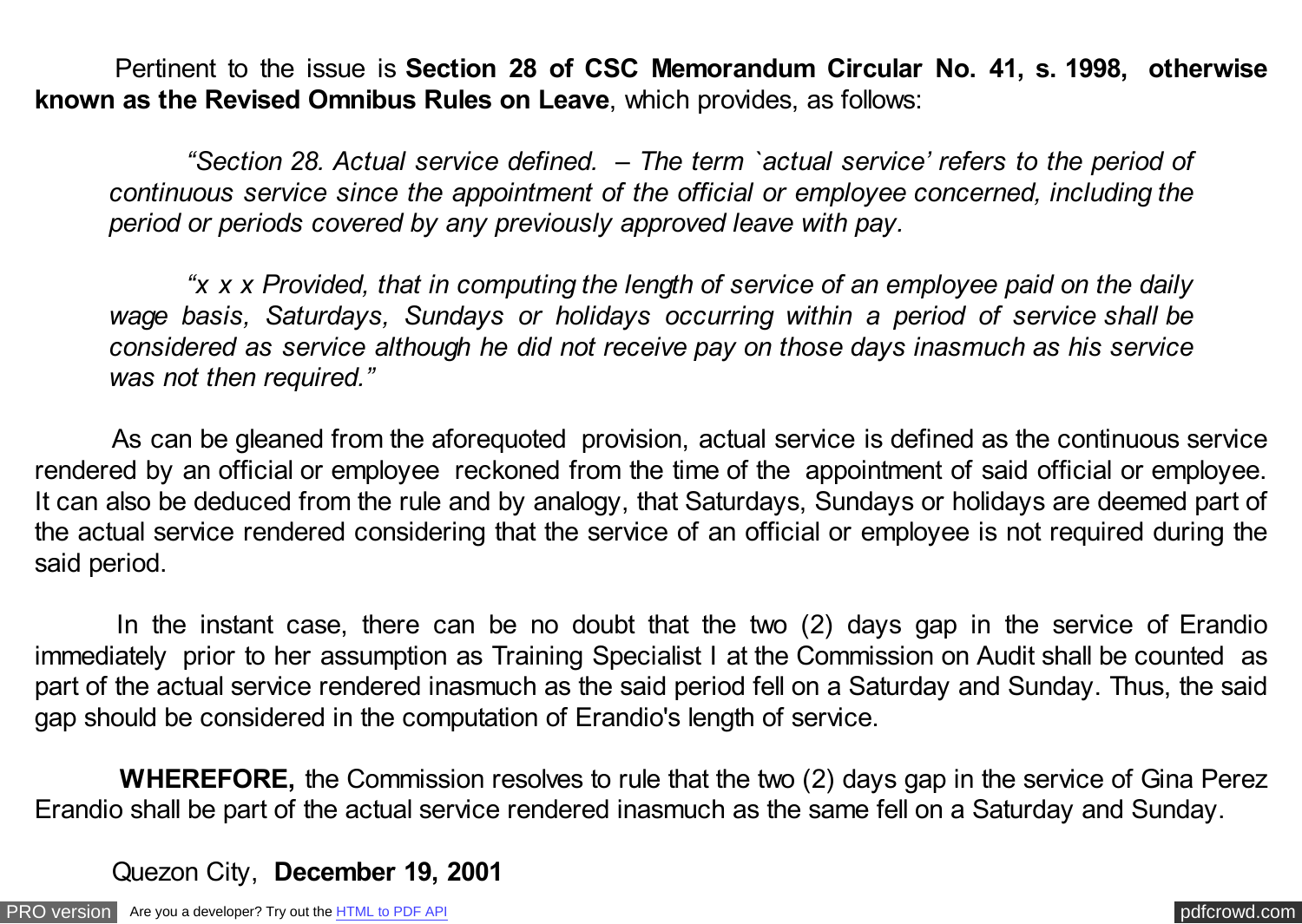Pertinent to the issue is **Section 28 of CSC Memorandum Circular No. 41, s. 1998, otherwise known as the Revised Omnibus Rules on Leave**, which provides, as follows:

> *"Section 28. Actual service defined. – The term `actual service' refers to the period of continuous service since the appointment of the official or employee concerned, including the period or periods covered by any previously approved leave with pay.*
>
> *"x x x Provided, that in computing the length of service of an employee paid on the daily wage basis, Saturdays, Sundays or holidays occurring within a period of service shall be considered as service although he did not receive pay on those days inasmuch as his service was not then required."*

As can be gleaned from the aforequoted provision, actual service is defined as the continuous service rendered by an official or employee reckoned from the time of the appointment of said official or employee. It can also be deduced from the rule and by analogy, that Saturdays, Sundays or holidays are deemed part of the actual service rendered considering that the service of an official or employee is not required during the said period.

In the instant case, there can be no doubt that the two (2) days gap in the service of Erandio immediately prior to her assumption as Training Specialist I at the Commission on Audit shall be counted as part of the actual service rendered inasmuch as the said period fell on a Saturday and Sunday. Thus, the said gap should be considered in the computation of Erandio's length of service.

**WHEREFORE,** the Commission resolves to rule that the two (2) days gap in the service of Gina Perez Erandio shall be part of the actual service rendered inasmuch as the same fell on a Saturday and Sunday.

Quezon City, **December 19, 2001**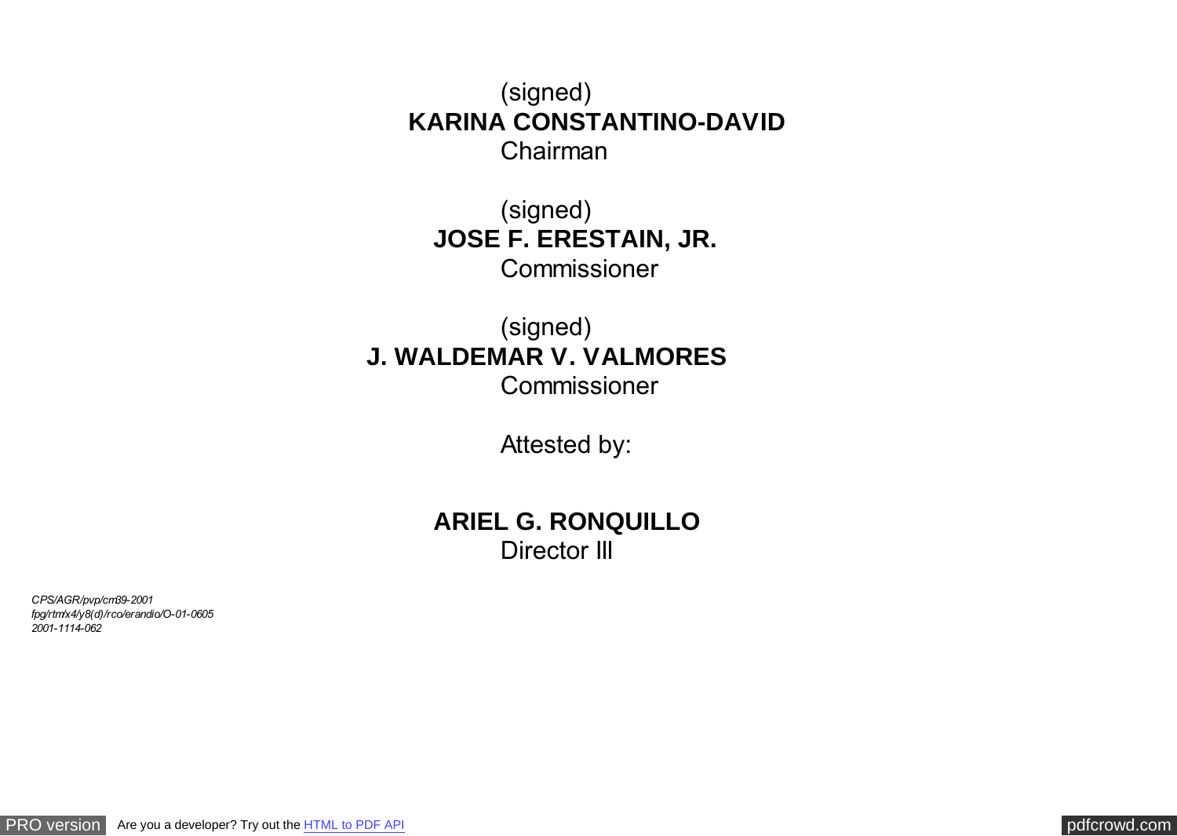(signed)
**KARINA CONSTANTINO-DAVID**
Chairman

(signed)
**JOSE F. ERESTAIN, JR.**
Commissioner

(signed)
**J. WALDEMAR V. VALMORES**
Commissioner

Attested by:

**ARIEL G. RONQUILLO**
Director III

*CPS/AGR/pvp/cm39-2001*
*fpg/rtm/x4/y8(d)/rco/erandio/O-01-0605*
*2001-1114-062*